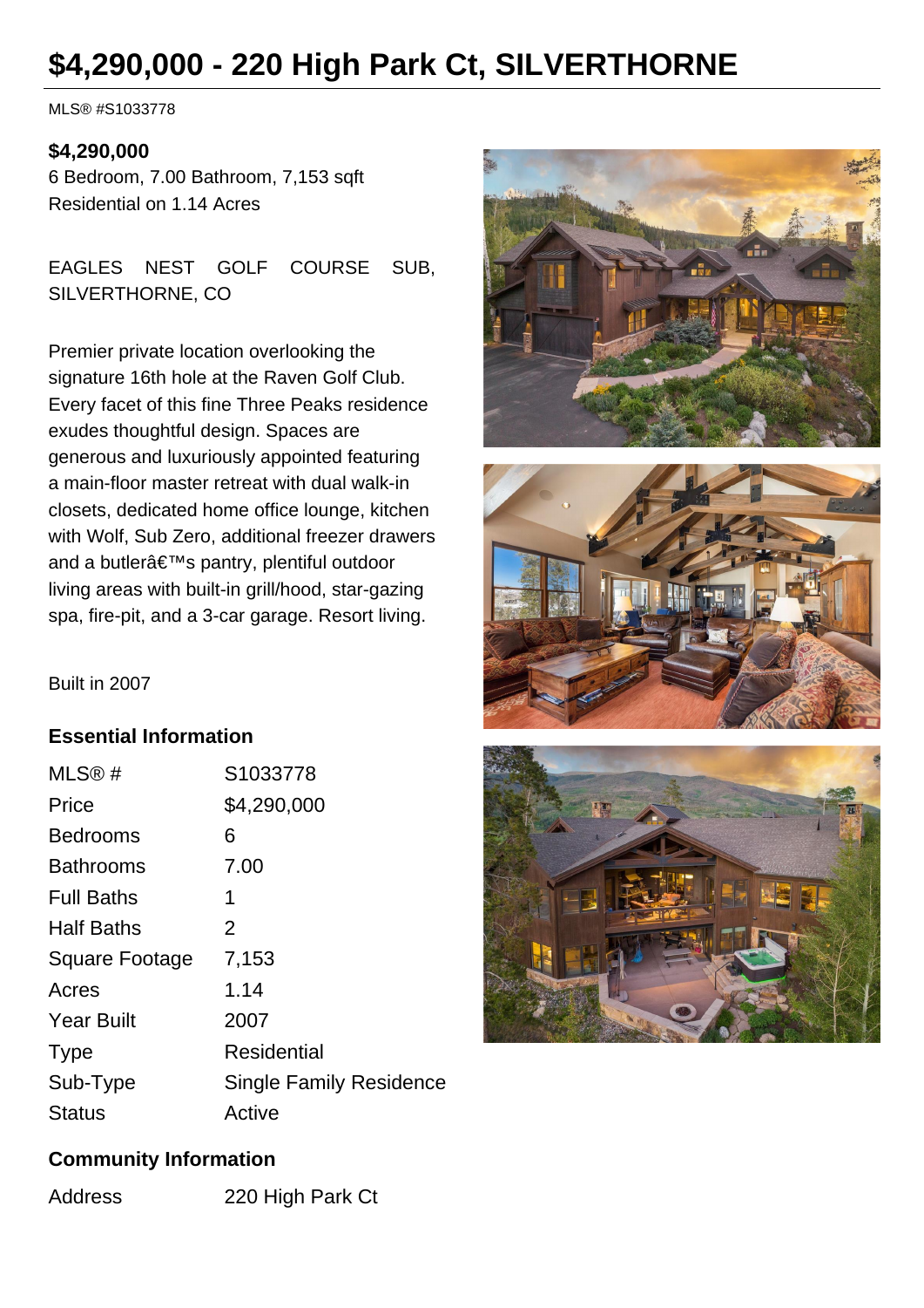# $4,290,000 - 220 High Park Ct, SILVERTHORNE

MLS® #S1033778

**$4,290,000**

6 Bedroom, 7.00 Bathroom, 7,153 sqft
Residential on 1.14 Acres

EAGLES NEST GOLF COURSE SUB, SILVERTHORNE, CO

Premier private location overlooking the signature 16th hole at the Raven Golf Club. Every facet of this fine Three Peaks residence exudes thoughtful design. Spaces are generous and luxuriously appointed featuring a main-floor master retreat with dual walk-in closets, dedicated home office lounge, kitchen with Wolf, Sub Zero, additional freezer drawers and a butlerâ€™s pantry, plentiful outdoor living areas with built-in grill/hood, star-gazing spa, fire-pit, and a 3-car garage. Resort living.

Built in 2007

## Essential Information

| | |
|---|---|
| MLS® # | S1033778 |
| Price | $4,290,000 |
| Bedrooms | 6 |
| Bathrooms | 7.00 |
| Full Baths | 1 |
| Half Baths | 2 |
| Square Footage | 7,153 |
| Acres | 1.14 |
| Year Built | 2007 |
| Type | Residential |
| Sub-Type | Single Family Residence |
| Status | Active |

## Community Information

| | |
|---|---|
| Address | 220 High Park Ct |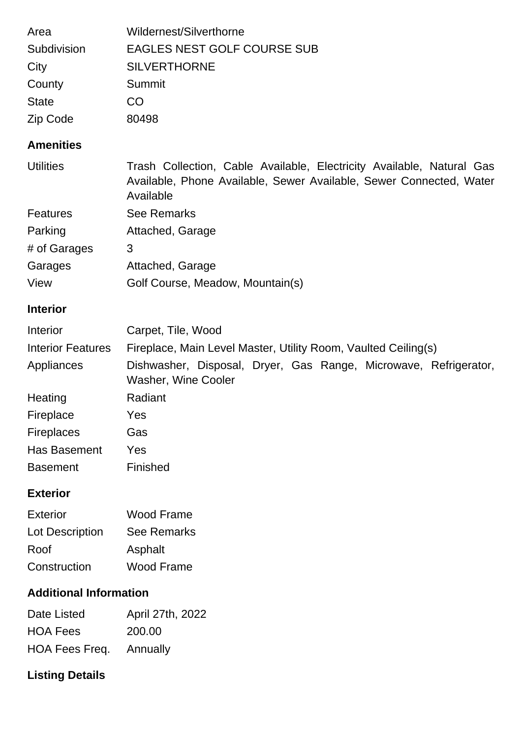| | |
|---|---|
| Area | Wildernest/Silverthorne |
| Subdivision | EAGLES NEST GOLF COURSE SUB |
| City | SILVERTHORNE |
| County | Summit |
| State | CO |
| Zip Code | 80498 |

## Amenities

| | |
|---|---|
| Utilities | Trash Collection, Cable Available, Electricity Available, Natural Gas Available, Phone Available, Sewer Available, Sewer Connected, Water Available |
| Features | See Remarks |
| Parking | Attached, Garage |
| # of Garages | 3 |
| Garages | Attached, Garage |
| View | Golf Course, Meadow, Mountain(s) |

## Interior

| | |
|---|---|
| Interior | Carpet, Tile, Wood |
| Interior Features | Fireplace, Main Level Master, Utility Room, Vaulted Ceiling(s) |
| Appliances | Dishwasher, Disposal, Dryer, Gas Range, Microwave, Refrigerator, Washer, Wine Cooler |
| Heating | Radiant |
| Fireplace | Yes |
| Fireplaces | Gas |
| Has Basement | Yes |
| Basement | Finished |

## Exterior

| | |
|---|---|
| Exterior | Wood Frame |
| Lot Description | See Remarks |
| Roof | Asphalt |
| Construction | Wood Frame |

## Additional Information

| | |
|---|---|
| Date Listed | April 27th, 2022 |
| HOA Fees | 200.00 |
| HOA Fees Freq. | Annually |

## Listing Details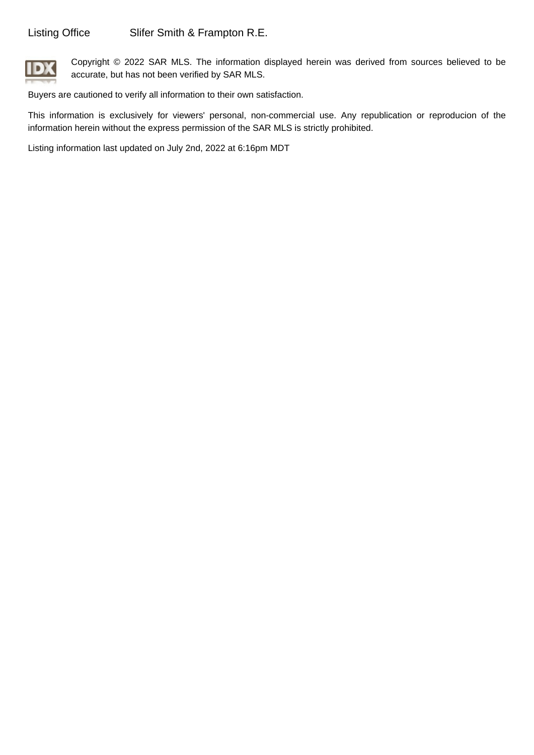| | |
|---|---|
| Listing Office | Slifer Smith & Frampton R.E. |

Copyright © 2022 SAR MLS. The information displayed herein was derived from sources believed to be accurate, but has not been verified by SAR MLS.

Buyers are cautioned to verify all information to their own satisfaction.

This information is exclusively for viewers' personal, non-commercial use. Any republication or reproducion of the information herein without the express permission of the SAR MLS is strictly prohibited.

Listing information last updated on July 2nd, 2022 at 6:16pm MDT